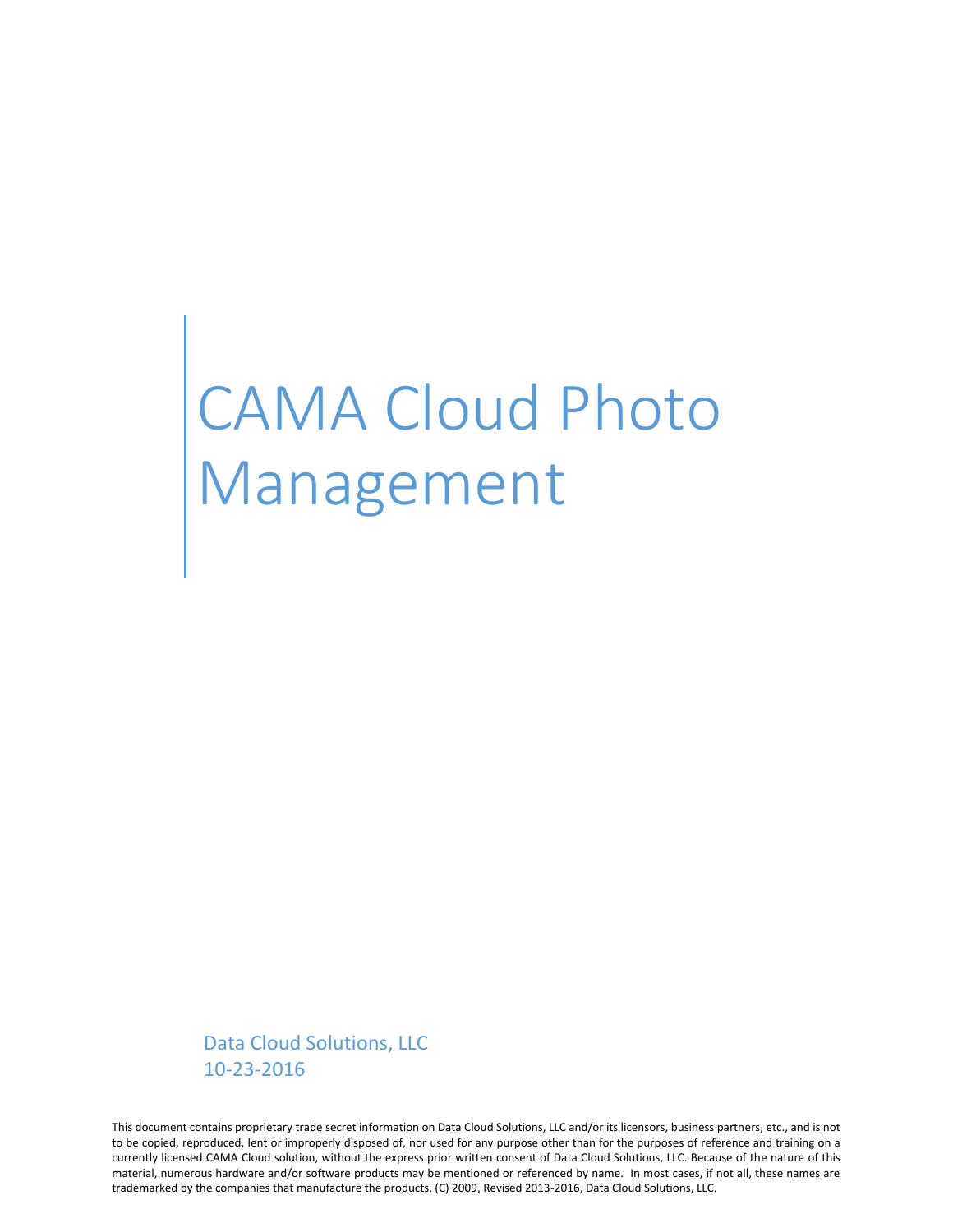# CAMA Cloud Photo Management

Data Cloud Solutions, LLC
10-23-2016

This document contains proprietary trade secret information on Data Cloud Solutions, LLC and/or its licensors, business partners, etc., and is not to be copied, reproduced, lent or improperly disposed of, nor used for any purpose other than for the purposes of reference and training on a currently licensed CAMA Cloud solution, without the express prior written consent of Data Cloud Solutions, LLC. Because of the nature of this material, numerous hardware and/or software products may be mentioned or referenced by name. In most cases, if not all, these names are trademarked by the companies that manufacture the products. (C) 2009, Revised 2013-2016, Data Cloud Solutions, LLC.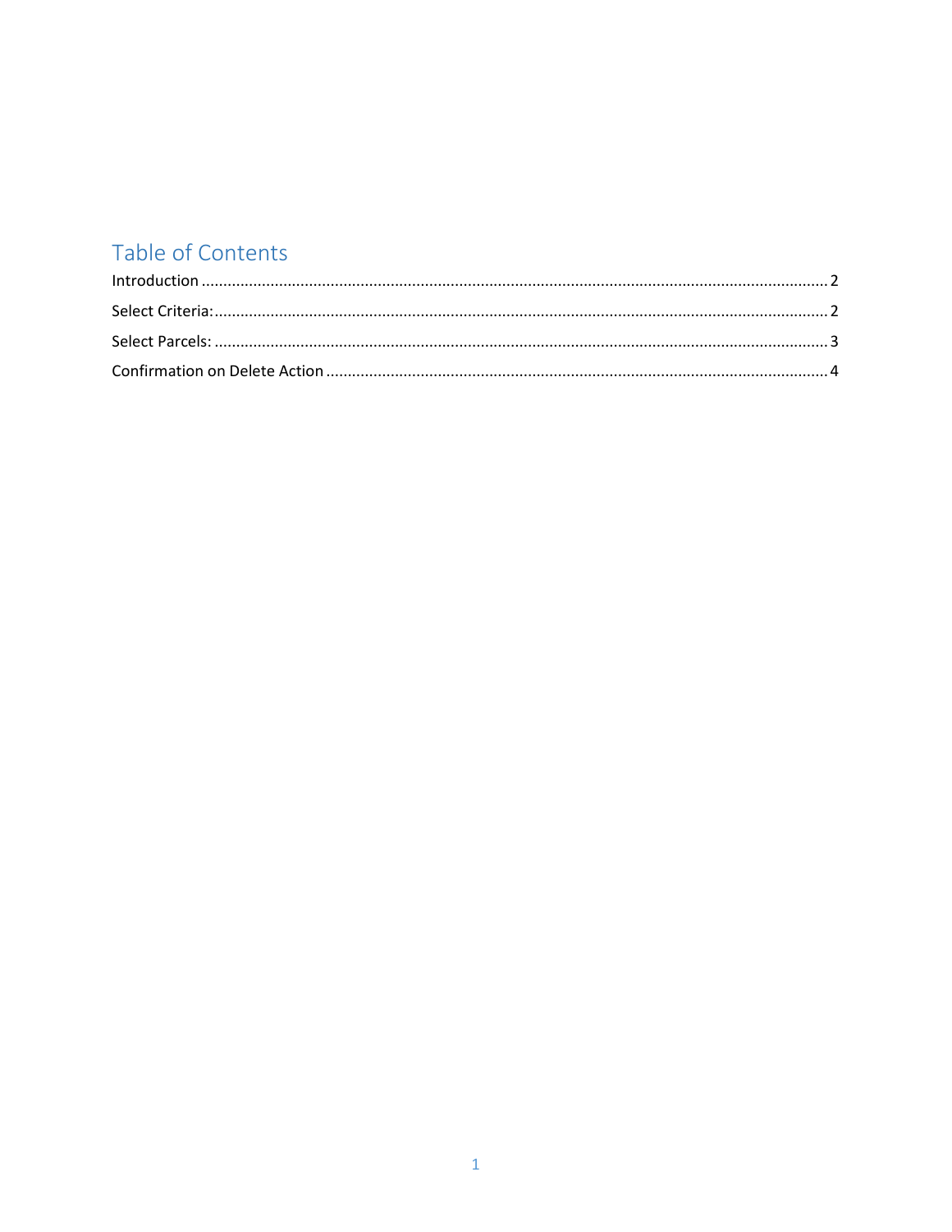# Table of Contents

Introduction ........................................................................................................................................ 2

Select Criteria:..................................................................................................................................... 2

Select Parcels: ...................................................................................................................................... 3

Confirmation on Delete Action ............................................................................................................ 4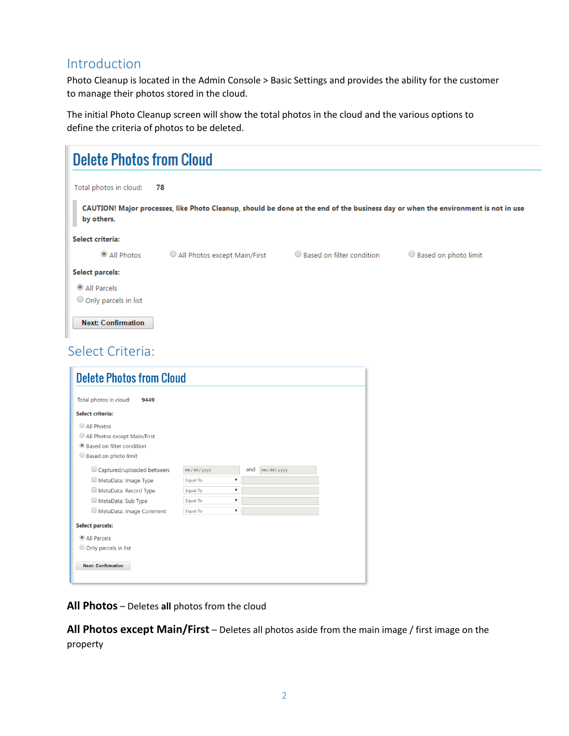## Introduction

Photo Cleanup is located in the Admin Console > Basic Settings and provides the ability for the customer to manage their photos stored in the cloud.

The initial Photo Cleanup screen will show the total photos in the cloud and the various options to define the criteria of photos to be deleted.

# Delete Photos from Cloud

Total photos in cloud: **78**

**CAUTION! Major processes, like Photo Cleanup, should be done at the end of the business day or when the environment is not in use by others.**

**Select criteria:**

- (•) All Photos
- ( ) All Photos except Main/First
- ( ) Based on filter condition
- ( ) Based on photo limit

**Select parcels:**

- (•) All Parcels
- ( ) Only parcels in list

[Next: Confirmation]

## Select Criteria:

# Delete Photos from Cloud

Total photos in cloud: **9449**

**Select criteria:**

- ( ) All Photos
- ( ) All Photos except Main/First
- (•) Based on filter condition
- ( ) Based on photo limit

| | | | |
|---|---|---|---|
| [ ] Captured/uploaded between: | mm/dd/yyyy | and | mm/dd/yyyy |
| [ ] MetaData: Image Type | Equal To | | |
| [ ] MetaData: Record Type | Equal To | | |
| [ ] MetaData: Sub Type | Equal To | | |
| [ ] MetaData: Image Comment | Equal To | | |

**Select parcels:**

- (•) All Parcels
- ( ) Only parcels in list

[Next: Confirmation]

**All Photos** – Deletes **all** photos from the cloud

**All Photos except Main/First** – Deletes all photos aside from the main image / first image on the property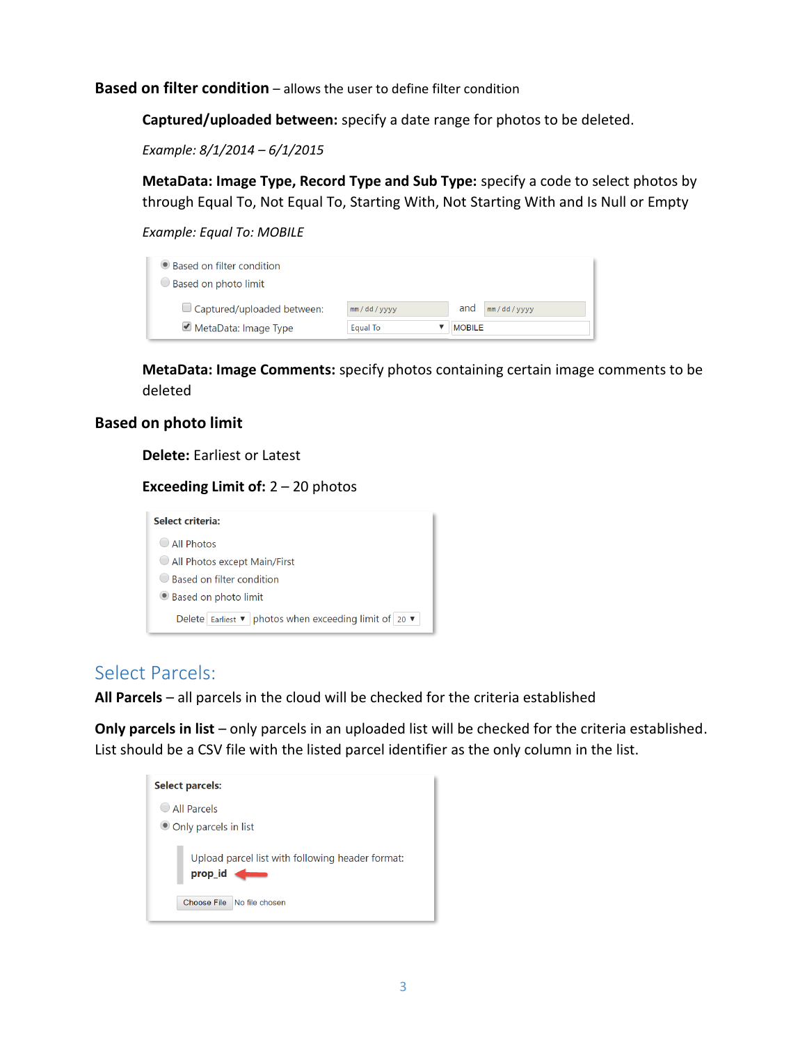**Based on filter condition** – allows the user to define filter condition

**Captured/uploaded between:** specify a date range for photos to be deleted.

*Example: 8/1/2014 – 6/1/2015*

**MetaData: Image Type, Record Type and Sub Type:** specify a code to select photos by through Equal To, Not Equal To, Starting With, Not Starting With and Is Null or Empty

*Example: Equal To: MOBILE*

**MetaData: Image Comments:** specify photos containing certain image comments to be deleted

**Based on photo limit**

**Delete:** Earliest or Latest

**Exceeding Limit of:** 2 – 20 photos

## Select Parcels:

**All Parcels** – all parcels in the cloud will be checked for the criteria established

**Only parcels in list** – only parcels in an uploaded list will be checked for the criteria established. List should be a CSV file with the listed parcel identifier as the only column in the list.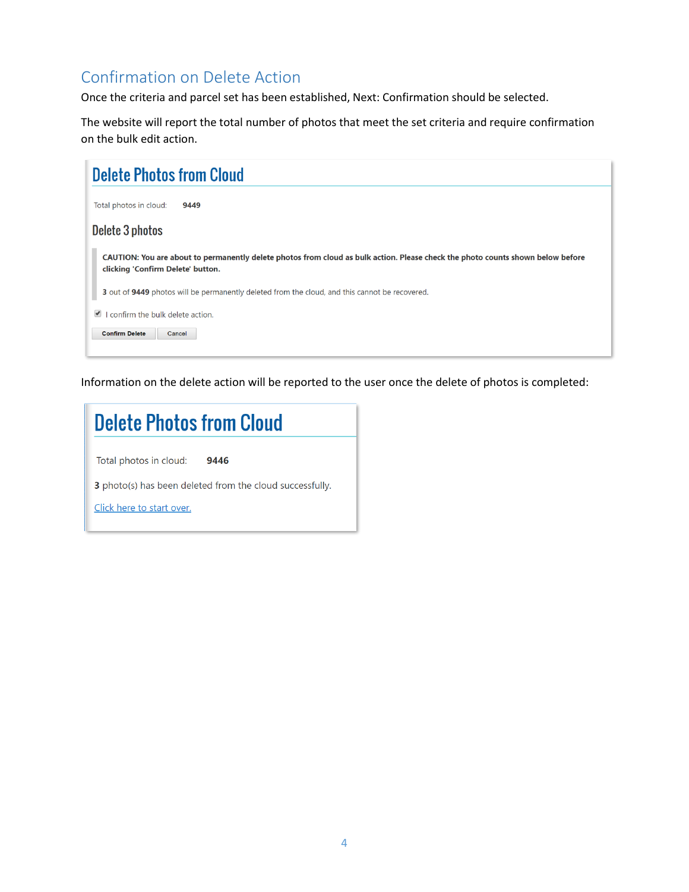## Confirmation on Delete Action

Once the criteria and parcel set has been established, Next: Confirmation should be selected.

The website will report the total number of photos that meet the set criteria and require confirmation on the bulk edit action.

### Delete Photos from Cloud

Total photos in cloud: **9449**

#### Delete 3 photos

**CAUTION: You are about to permanently delete photos from cloud as bulk action. Please check the photo counts shown below before clicking 'Confirm Delete' button.**

**3** out of **9449** photos will be permanently deleted from the cloud, and this cannot be recovered.

☑ I confirm the bulk delete action.

Confirm Delete | Cancel

Information on the delete action will be reported to the user once the delete of photos is completed:

### Delete Photos from Cloud

Total photos in cloud: **9446**

**3** photo(s) has been deleted from the cloud successfully.

Click here to start over.